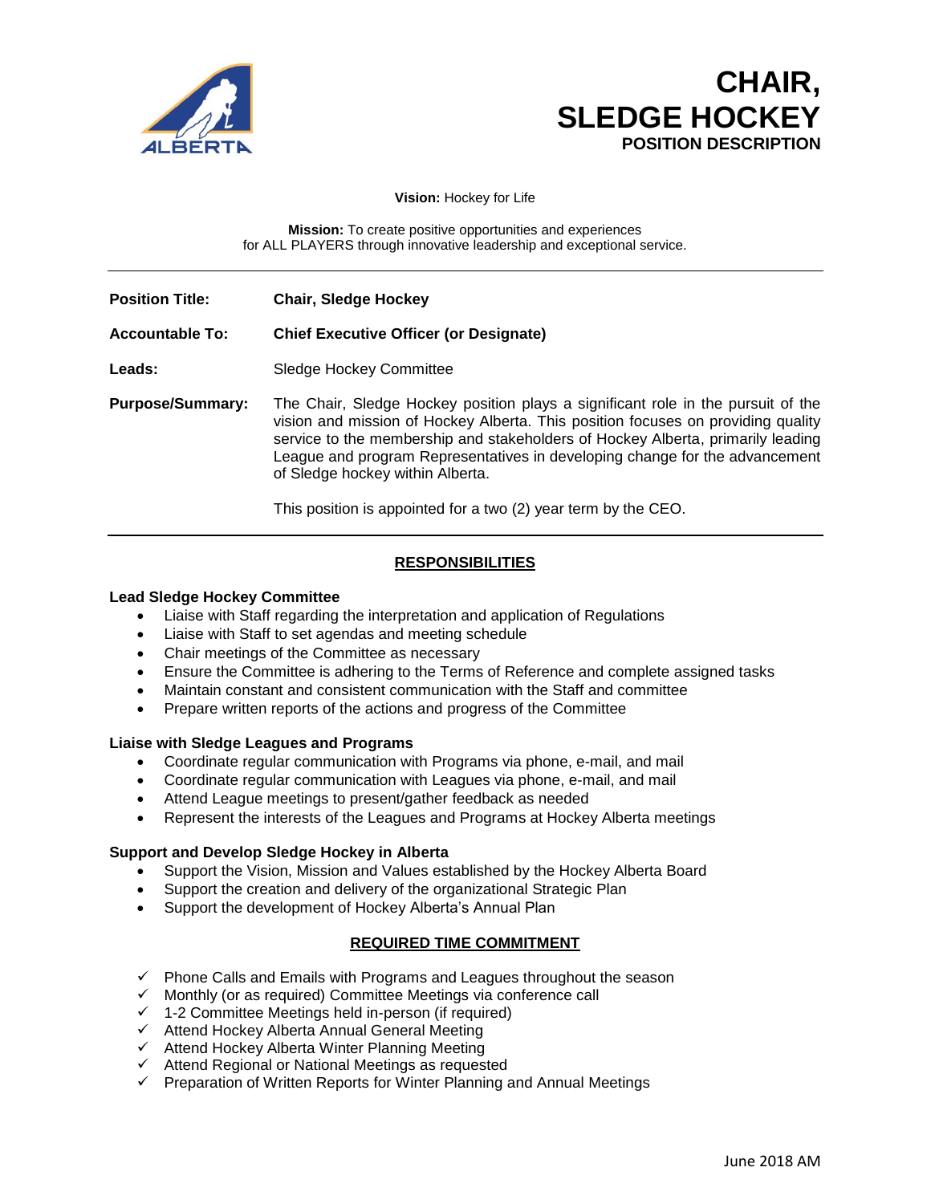# CHAIR, SLEDGE HOCKEY

**POSITION DESCRIPTION**

**Vision:** Hockey for Life

**Mission:** To create positive opportunities and experiences for ALL PLAYERS through innovative leadership and exceptional service.

---

| | |
|---|---|
| **Position Title:** | **Chair, Sledge Hockey** |
| **Accountable To:** | **Chief Executive Officer (or Designate)** |
| **Leads:** | Sledge Hockey Committee |
| **Purpose/Summary:** | The Chair, Sledge Hockey position plays a significant role in the pursuit of the vision and mission of Hockey Alberta. This position focuses on providing quality service to the membership and stakeholders of Hockey Alberta, primarily leading League and program Representatives in developing change for the advancement of Sledge hockey within Alberta.<br><br>This position is appointed for a two (2) year term by the CEO. |

---

## RESPONSIBILITIES

**Lead Sledge Hockey Committee**

- Liaise with Staff regarding the interpretation and application of Regulations
- Liaise with Staff to set agendas and meeting schedule
- Chair meetings of the Committee as necessary
- Ensure the Committee is adhering to the Terms of Reference and complete assigned tasks
- Maintain constant and consistent communication with the Staff and committee
- Prepare written reports of the actions and progress of the Committee

**Liaise with Sledge Leagues and Programs**

- Coordinate regular communication with Programs via phone, e-mail, and mail
- Coordinate regular communication with Leagues via phone, e-mail, and mail
- Attend League meetings to present/gather feedback as needed
- Represent the interests of the Leagues and Programs at Hockey Alberta meetings

**Support and Develop Sledge Hockey in Alberta**

- Support the Vision, Mission and Values established by the Hockey Alberta Board
- Support the creation and delivery of the organizational Strategic Plan
- Support the development of Hockey Alberta's Annual Plan

## REQUIRED TIME COMMITMENT

- ✓ Phone Calls and Emails with Programs and Leagues throughout the season
- ✓ Monthly (or as required) Committee Meetings via conference call
- ✓ 1-2 Committee Meetings held in-person (if required)
- ✓ Attend Hockey Alberta Annual General Meeting
- ✓ Attend Hockey Alberta Winter Planning Meeting
- ✓ Attend Regional or National Meetings as requested
- ✓ Preparation of Written Reports for Winter Planning and Annual Meetings

June 2018 AM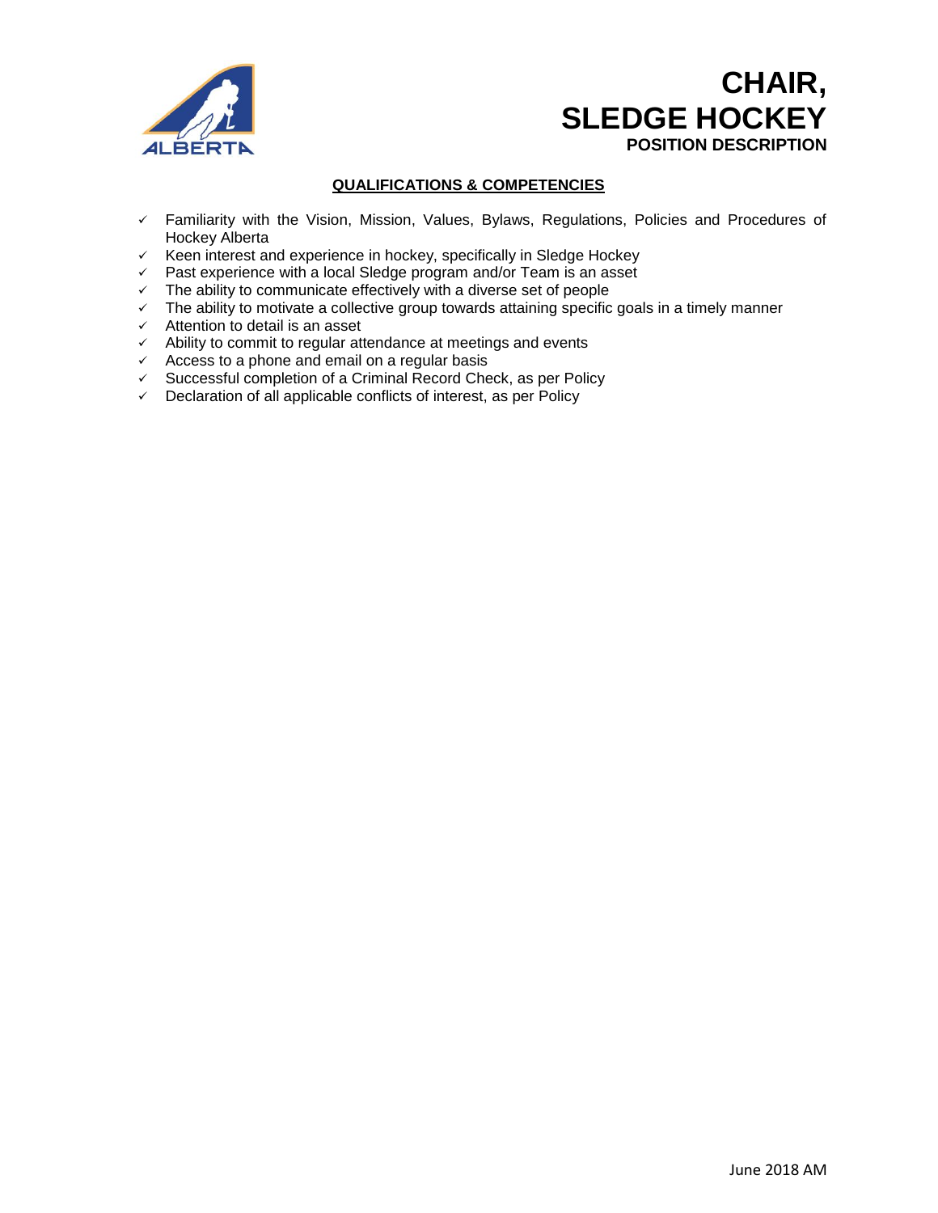# CHAIR, SLEDGE HOCKEY

**POSITION DESCRIPTION**

## QUALIFICATIONS & COMPETENCIES

- ✓ Familiarity with the Vision, Mission, Values, Bylaws, Regulations, Policies and Procedures of Hockey Alberta
- ✓ Keen interest and experience in hockey, specifically in Sledge Hockey
- ✓ Past experience with a local Sledge program and/or Team is an asset
- ✓ The ability to communicate effectively with a diverse set of people
- ✓ The ability to motivate a collective group towards attaining specific goals in a timely manner
- ✓ Attention to detail is an asset
- ✓ Ability to commit to regular attendance at meetings and events
- ✓ Access to a phone and email on a regular basis
- ✓ Successful completion of a Criminal Record Check, as per Policy
- ✓ Declaration of all applicable conflicts of interest, as per Policy

June 2018 AM